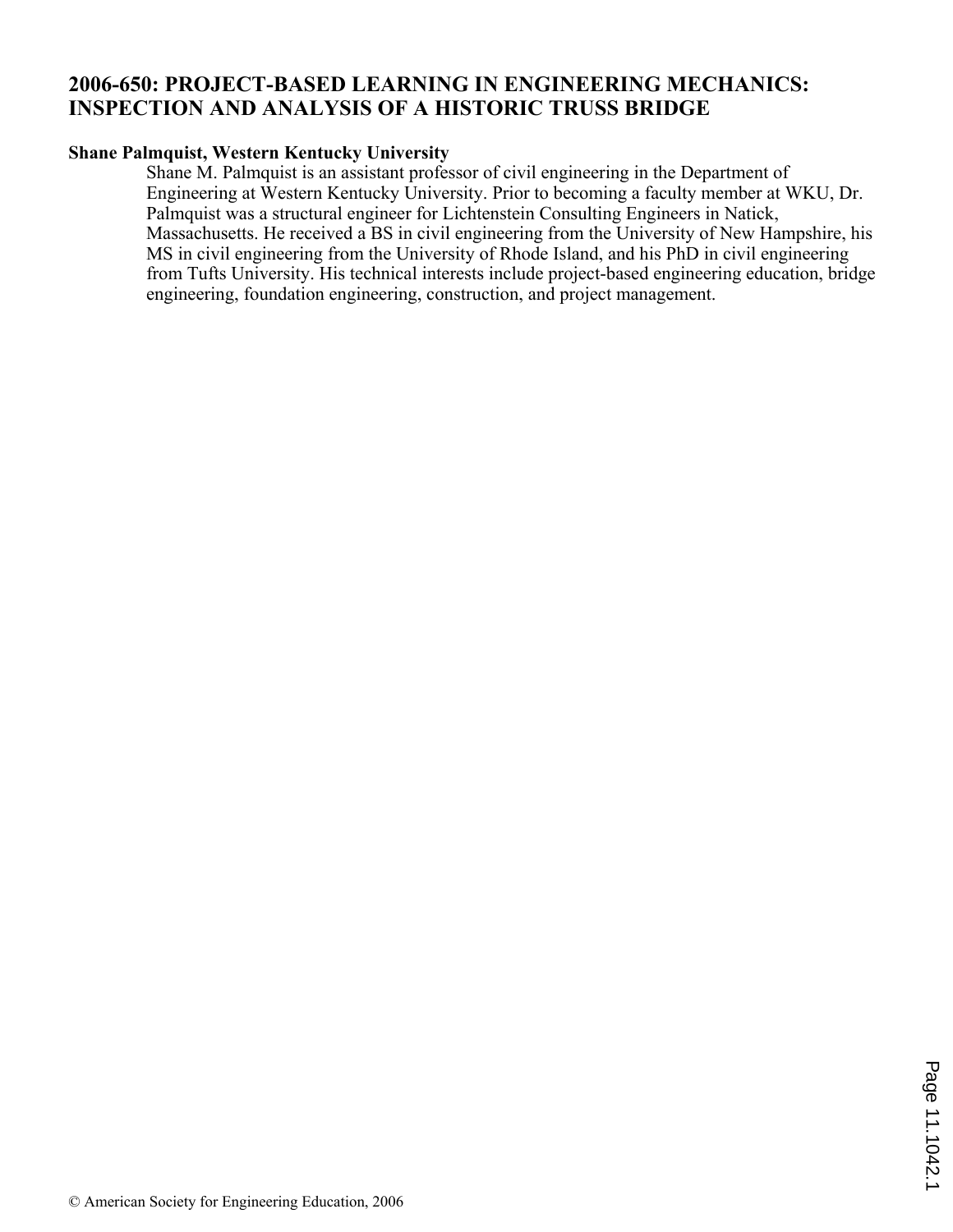# 2006-650: PROJECT-BASED LEARNING IN ENGINEERING MECHANICS: INSPECTION AND ANALYSIS OF A HISTORIC TRUSS BRIDGE

**Shane Palmquist, Western Kentucky University**

Shane M. Palmquist is an assistant professor of civil engineering in the Department of Engineering at Western Kentucky University. Prior to becoming a faculty member at WKU, Dr. Palmquist was a structural engineer for Lichtenstein Consulting Engineers in Natick, Massachusetts. He received a BS in civil engineering from the University of New Hampshire, his MS in civil engineering from the University of Rhode Island, and his PhD in civil engineering from Tufts University. His technical interests include project-based engineering education, bridge engineering, foundation engineering, construction, and project management.

© American Society for Engineering Education, 2006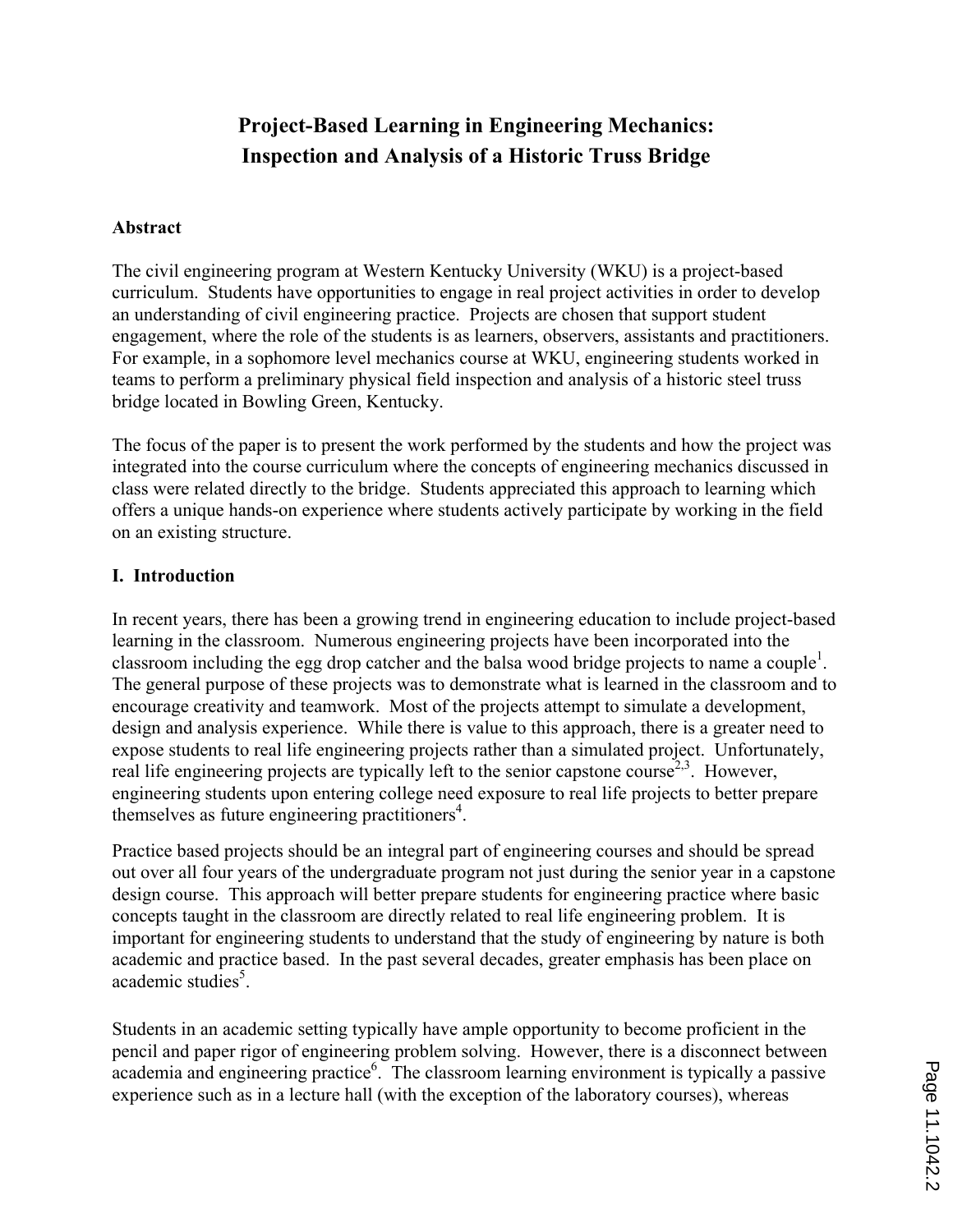# Project-Based Learning in Engineering Mechanics: Inspection and Analysis of a Historic Truss Bridge

## Abstract

The civil engineering program at Western Kentucky University (WKU) is a project-based curriculum. Students have opportunities to engage in real project activities in order to develop an understanding of civil engineering practice. Projects are chosen that support student engagement, where the role of the students is as learners, observers, assistants and practitioners. For example, in a sophomore level mechanics course at WKU, engineering students worked in teams to perform a preliminary physical field inspection and analysis of a historic steel truss bridge located in Bowling Green, Kentucky.

The focus of the paper is to present the work performed by the students and how the project was integrated into the course curriculum where the concepts of engineering mechanics discussed in class were related directly to the bridge. Students appreciated this approach to learning which offers a unique hands-on experience where students actively participate by working in the field on an existing structure.

## I. Introduction

In recent years, there has been a growing trend in engineering education to include project-based learning in the classroom. Numerous engineering projects have been incorporated into the classroom including the egg drop catcher and the balsa wood bridge projects to name a couple[1]. The general purpose of these projects was to demonstrate what is learned in the classroom and to encourage creativity and teamwork. Most of the projects attempt to simulate a development, design and analysis experience. While there is value to this approach, there is a greater need to expose students to real life engineering projects rather than a simulated project. Unfortunately, real life engineering projects are typically left to the senior capstone course[2,3]. However, engineering students upon entering college need exposure to real life projects to better prepare themselves as future engineering practitioners[4].

Practice based projects should be an integral part of engineering courses and should be spread out over all four years of the undergraduate program not just during the senior year in a capstone design course. This approach will better prepare students for engineering practice where basic concepts taught in the classroom are directly related to real life engineering problem. It is important for engineering students to understand that the study of engineering by nature is both academic and practice based. In the past several decades, greater emphasis has been place on academic studies[5].

Students in an academic setting typically have ample opportunity to become proficient in the pencil and paper rigor of engineering problem solving. However, there is a disconnect between academia and engineering practice[6]. The classroom learning environment is typically a passive experience such as in a lecture hall (with the exception of the laboratory courses), whereas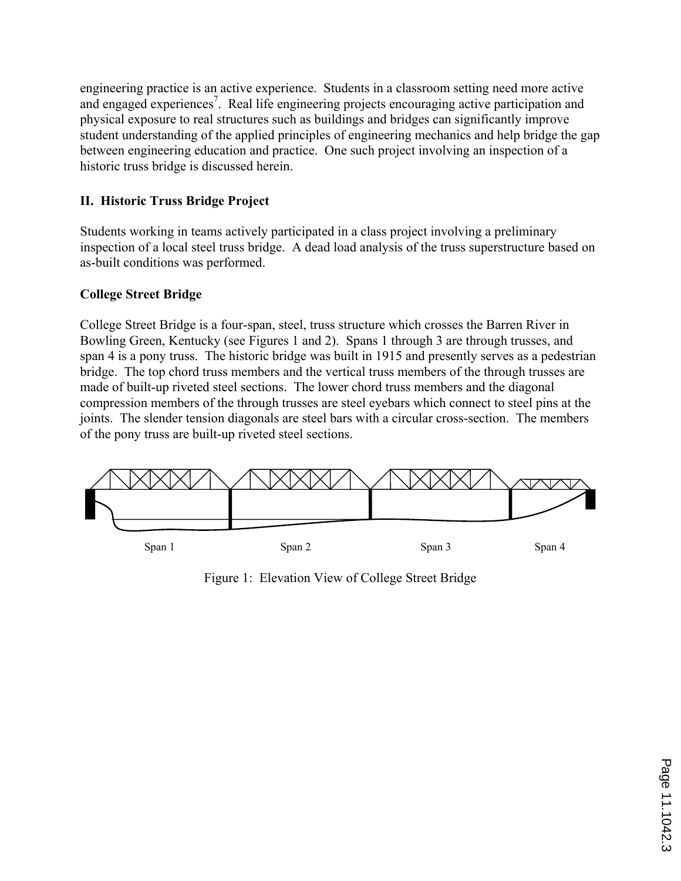engineering practice is an active experience. Students in a classroom setting need more active and engaged experiences[7]. Real life engineering projects encouraging active participation and physical exposure to real structures such as buildings and bridges can significantly improve student understanding of the applied principles of engineering mechanics and help bridge the gap between engineering education and practice. One such project involving an inspection of a historic truss bridge is discussed herein.

## II. Historic Truss Bridge Project

Students working in teams actively participated in a class project involving a preliminary inspection of a local steel truss bridge. A dead load analysis of the truss superstructure based on as-built conditions was performed.

### College Street Bridge

College Street Bridge is a four-span, steel, truss structure which crosses the Barren River in Bowling Green, Kentucky (see Figures 1 and 2). Spans 1 through 3 are through trusses, and span 4 is a pony truss. The historic bridge was built in 1915 and presently serves as a pedestrian bridge. The top chord truss members and the vertical truss members of the through trusses are made of built-up riveted steel sections. The lower chord truss members and the diagonal compression members of the through trusses are steel eyebars which connect to steel pins at the joints. The slender tension diagonals are steel bars with a circular cross-section. The members of the pony truss are built-up riveted steel sections.

Span 1 Span 2 Span 3 Span 4

Figure 1: Elevation View of College Street Bridge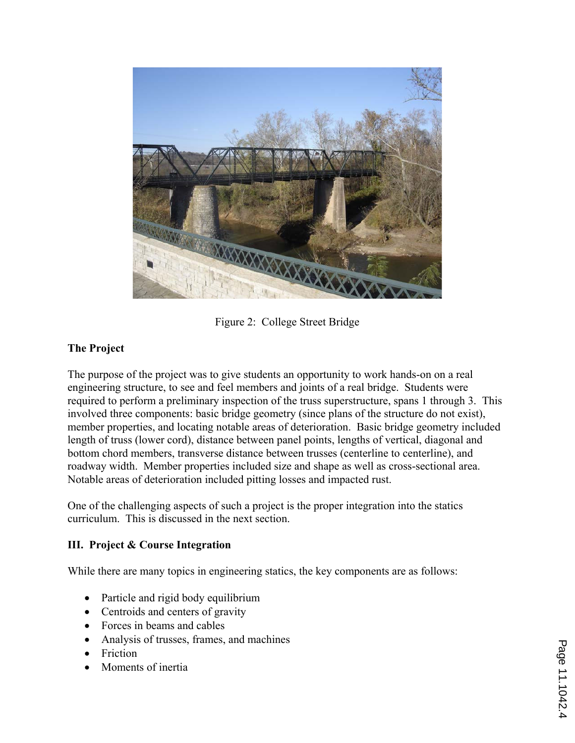Figure 2: College Street Bridge

**The Project**

The purpose of the project was to give students an opportunity to work hands-on on a real engineering structure, to see and feel members and joints of a real bridge. Students were required to perform a preliminary inspection of the truss superstructure, spans 1 through 3. This involved three components: basic bridge geometry (since plans of the structure do not exist), member properties, and locating notable areas of deterioration. Basic bridge geometry included length of truss (lower cord), distance between panel points, lengths of vertical, diagonal and bottom chord members, transverse distance between trusses (centerline to centerline), and roadway width. Member properties included size and shape as well as cross-sectional area. Notable areas of deterioration included pitting losses and impacted rust.

One of the challenging aspects of such a project is the proper integration into the statics curriculum. This is discussed in the next section.

## III. Project & Course Integration

While there are many topics in engineering statics, the key components are as follows:

- Particle and rigid body equilibrium
- Centroids and centers of gravity
- Forces in beams and cables
- Analysis of trusses, frames, and machines
- Friction
- Moments of inertia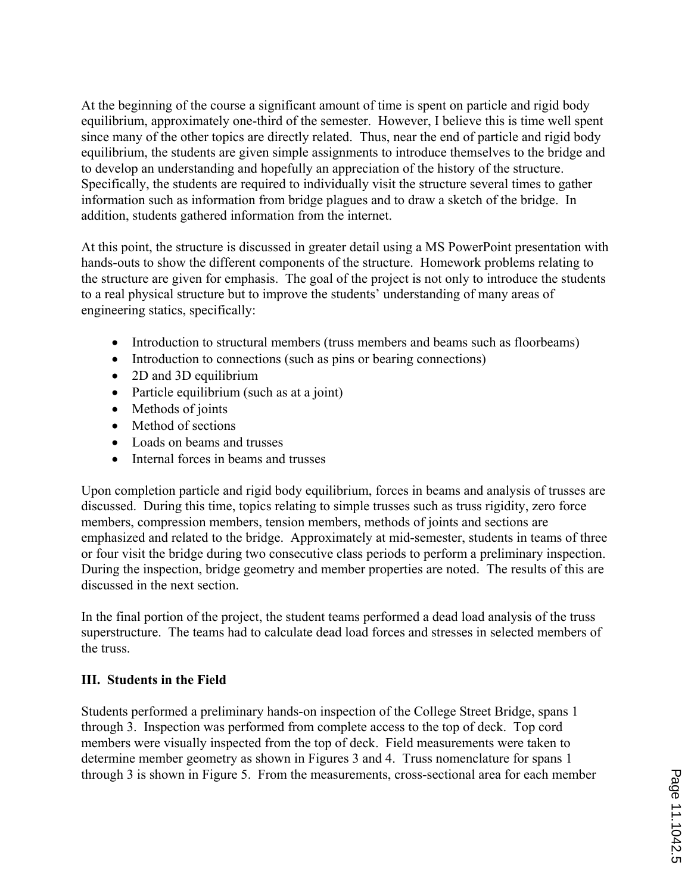At the beginning of the course a significant amount of time is spent on particle and rigid body equilibrium, approximately one-third of the semester. However, I believe this is time well spent since many of the other topics are directly related. Thus, near the end of particle and rigid body equilibrium, the students are given simple assignments to introduce themselves to the bridge and to develop an understanding and hopefully an appreciation of the history of the structure. Specifically, the students are required to individually visit the structure several times to gather information such as information from bridge plagues and to draw a sketch of the bridge. In addition, students gathered information from the internet.

At this point, the structure is discussed in greater detail using a MS PowerPoint presentation with hands-outs to show the different components of the structure. Homework problems relating to the structure are given for emphasis. The goal of the project is not only to introduce the students to a real physical structure but to improve the students' understanding of many areas of engineering statics, specifically:

- Introduction to structural members (truss members and beams such as floorbeams)
- Introduction to connections (such as pins or bearing connections)
- 2D and 3D equilibrium
- Particle equilibrium (such as at a joint)
- Methods of joints
- Method of sections
- Loads on beams and trusses
- Internal forces in beams and trusses

Upon completion particle and rigid body equilibrium, forces in beams and analysis of trusses are discussed. During this time, topics relating to simple trusses such as truss rigidity, zero force members, compression members, tension members, methods of joints and sections are emphasized and related to the bridge. Approximately at mid-semester, students in teams of three or four visit the bridge during two consecutive class periods to perform a preliminary inspection. During the inspection, bridge geometry and member properties are noted. The results of this are discussed in the next section.

In the final portion of the project, the student teams performed a dead load analysis of the truss superstructure. The teams had to calculate dead load forces and stresses in selected members of the truss.

## III. Students in the Field

Students performed a preliminary hands-on inspection of the College Street Bridge, spans 1 through 3. Inspection was performed from complete access to the top of deck. Top cord members were visually inspected from the top of deck. Field measurements were taken to determine member geometry as shown in Figures 3 and 4. Truss nomenclature for spans 1 through 3 is shown in Figure 5. From the measurements, cross-sectional area for each member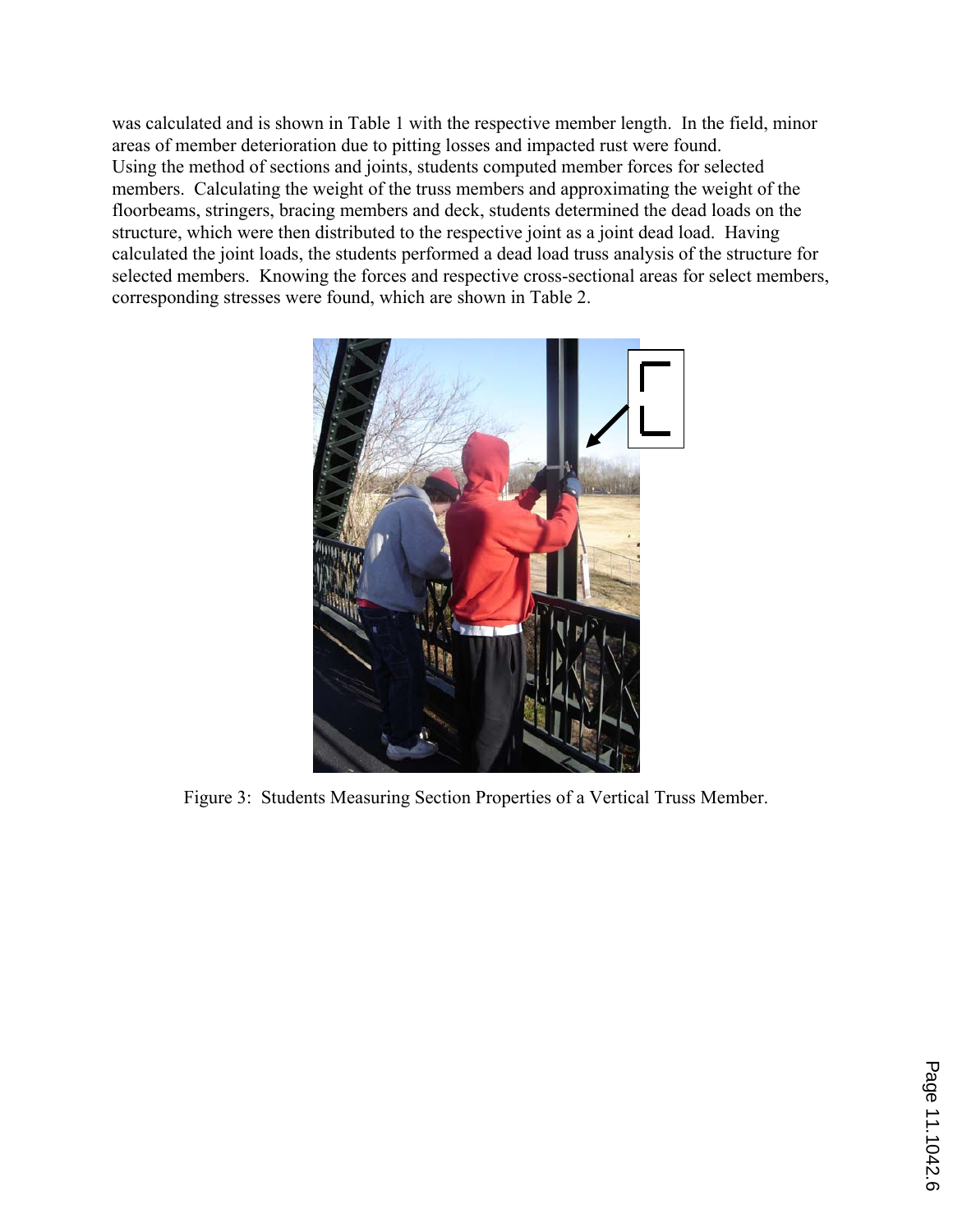was calculated and is shown in Table 1 with the respective member length. In the field, minor areas of member deterioration due to pitting losses and impacted rust were found.
Using the method of sections and joints, students computed member forces for selected members. Calculating the weight of the truss members and approximating the weight of the floorbeams, stringers, bracing members and deck, students determined the dead loads on the structure, which were then distributed to the respective joint as a joint dead load. Having calculated the joint loads, the students performed a dead load truss analysis of the structure for selected members. Knowing the forces and respective cross-sectional areas for select members, corresponding stresses were found, which are shown in Table 2.

Figure 3: Students Measuring Section Properties of a Vertical Truss Member.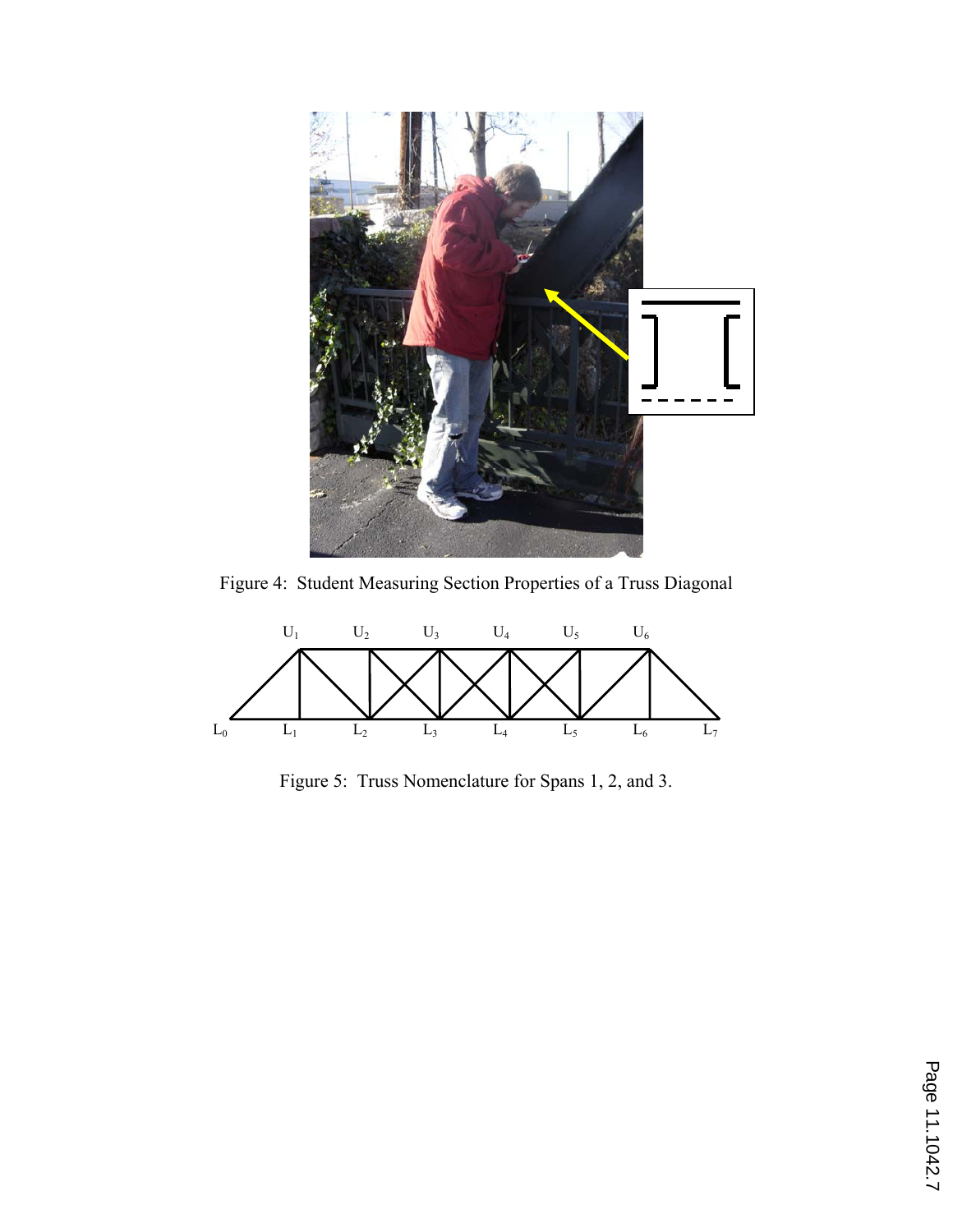Figure 4: Student Measuring Section Properties of a Truss Diagonal

Figure 5: Truss Nomenclature for Spans 1, 2, and 3.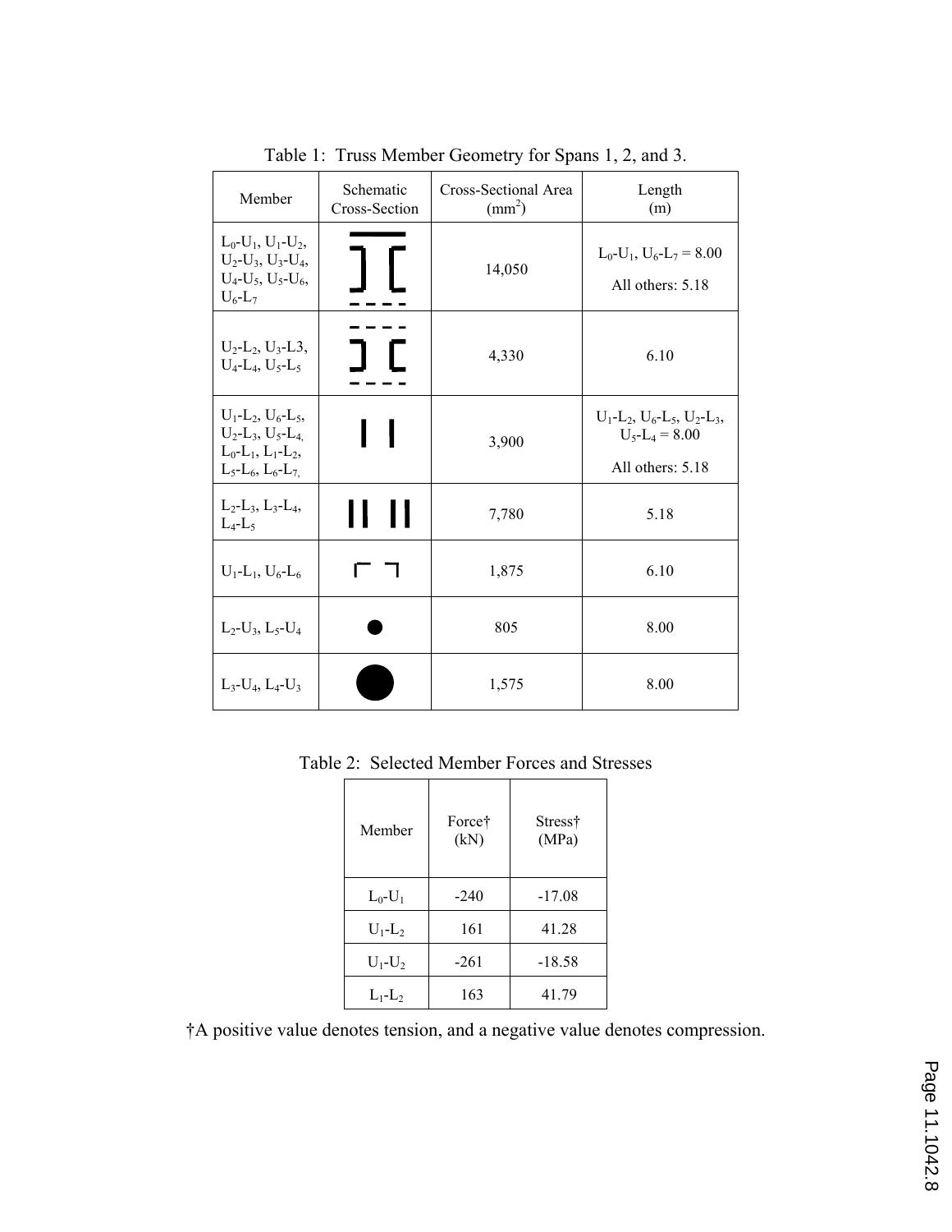Table 1: Truss Member Geometry for Spans 1, 2, and 3.

| Member | Schematic Cross-Section | Cross-Sectional Area ($mm^2$) | Length (m) |
|---|---|---|---|
| $L_0$-$U_1$, $U_1$-$U_2$, $U_2$-$U_3$, $U_3$-$U_4$, $U_4$-$U_5$, $U_5$-$U_6$, $U_6$-$L_7$ | | 14,050 | $L_0$-$U_1$, $U_6$-$L_7$ = 8.00<br>All others: 5.18 |
| $U_2$-$L_2$, $U_3$-L3, $U_4$-$L_4$, $U_5$-$L_5$ | | 4,330 | 6.10 |
| $U_1$-$L_2$, $U_6$-$L_5$, $U_2$-$L_3$, $U_5$-$L_4$, $L_0$-$L_1$, $L_1$-$L_2$, $L_5$-$L_6$, $L_6$-$L_7$, | | 3,900 | $U_1$-$L_2$, $U_6$-$L_5$, $U_2$-$L_3$, $U_5$-$L_4$ = 8.00<br>All others: 5.18 |
| $L_2$-$L_3$, $L_3$-$L_4$, $L_4$-$L_5$ | | 7,780 | 5.18 |
| $U_1$-$L_1$, $U_6$-$L_6$ | | 1,875 | 6.10 |
| $L_2$-$U_3$, $L_5$-$U_4$ | | 805 | 8.00 |
| $L_3$-$U_4$, $L_4$-$U_3$ | | 1,575 | 8.00 |

Table 2: Selected Member Forces and Stresses

| Member | Force† (kN) | Stress† (MPa) |
|---|---|---|
| $L_0$-$U_1$ | -240 | -17.08 |
| $U_1$-$L_2$ | 161 | 41.28 |
| $U_1$-$U_2$ | -261 | -18.58 |
| $L_1$-$L_2$ | 163 | 41.79 |

†A positive value denotes tension, and a negative value denotes compression.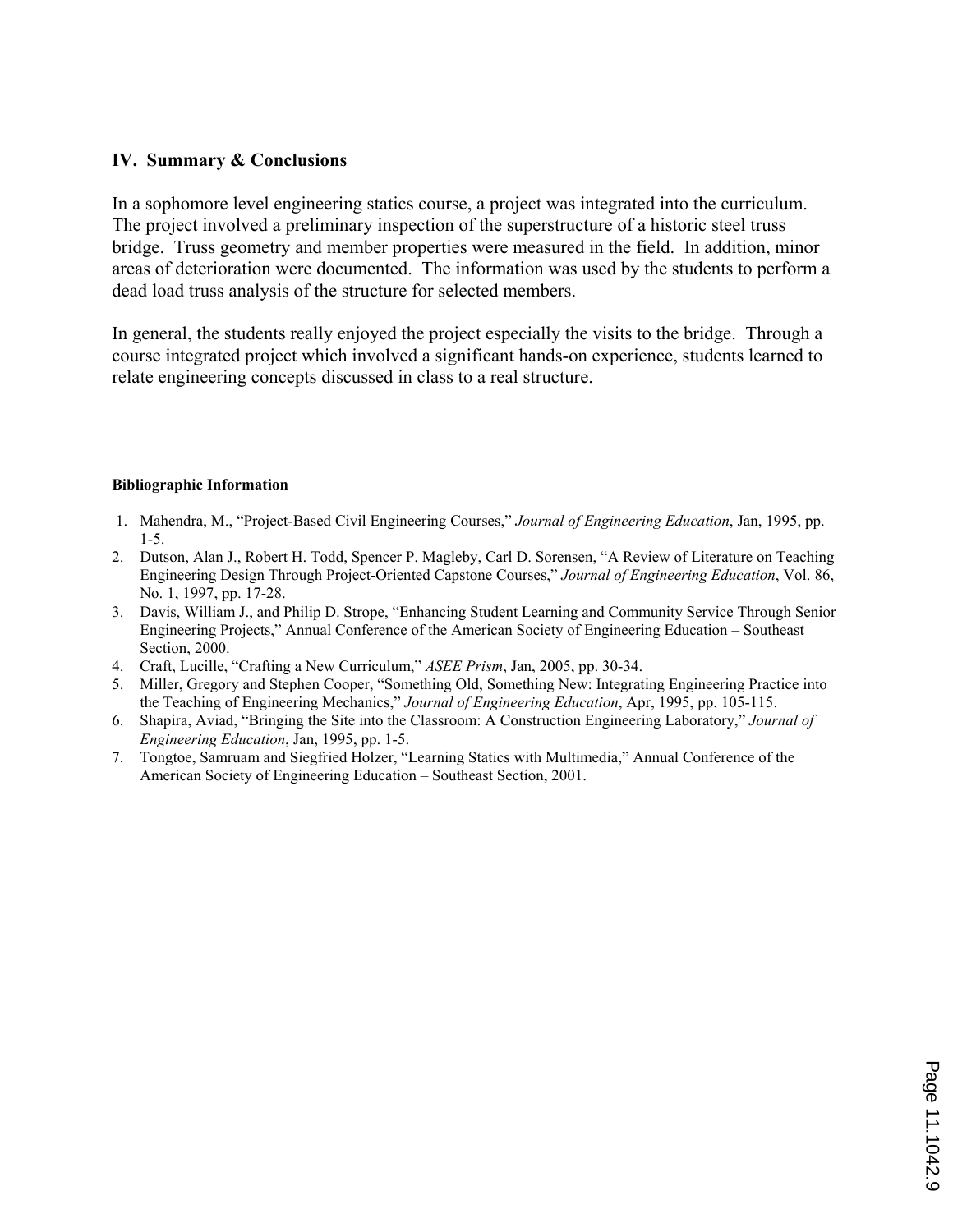## IV. Summary & Conclusions

In a sophomore level engineering statics course, a project was integrated into the curriculum. The project involved a preliminary inspection of the superstructure of a historic steel truss bridge. Truss geometry and member properties were measured in the field. In addition, minor areas of deterioration were documented. The information was used by the students to perform a dead load truss analysis of the structure for selected members.

In general, the students really enjoyed the project especially the visits to the bridge. Through a course integrated project which involved a significant hands-on experience, students learned to relate engineering concepts discussed in class to a real structure.

#### Bibliographic Information

1. Mahendra, M., "Project-Based Civil Engineering Courses," *Journal of Engineering Education*, Jan, 1995, pp. 1-5.
2. Dutson, Alan J., Robert H. Todd, Spencer P. Magleby, Carl D. Sorensen, "A Review of Literature on Teaching Engineering Design Through Project-Oriented Capstone Courses," *Journal of Engineering Education*, Vol. 86, No. 1, 1997, pp. 17-28.
3. Davis, William J., and Philip D. Strope, "Enhancing Student Learning and Community Service Through Senior Engineering Projects," Annual Conference of the American Society of Engineering Education – Southeast Section, 2000.
4. Craft, Lucille, "Crafting a New Curriculum," *ASEE Prism*, Jan, 2005, pp. 30-34.
5. Miller, Gregory and Stephen Cooper, "Something Old, Something New: Integrating Engineering Practice into the Teaching of Engineering Mechanics," *Journal of Engineering Education*, Apr, 1995, pp. 105-115.
6. Shapira, Aviad, "Bringing the Site into the Classroom: A Construction Engineering Laboratory," *Journal of Engineering Education*, Jan, 1995, pp. 1-5.
7. Tongtoe, Samruam and Siegfried Holzer, "Learning Statics with Multimedia," Annual Conference of the American Society of Engineering Education – Southeast Section, 2001.